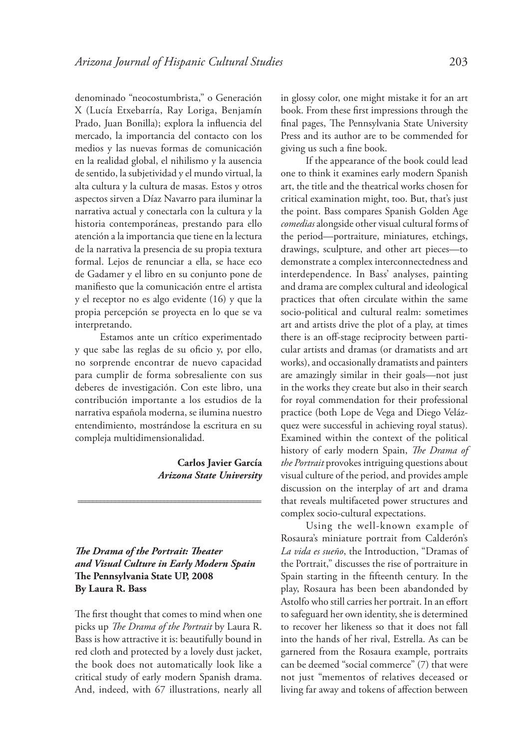denominado "neocostumbrista," o Generación X (Lucía Etxebarría, Ray Loriga, Benjamín Prado, Juan Bonilla); explora la influencia del mercado, la importancia del contacto con los medios y las nuevas formas de comunicación en la realidad global, el nihilismo y la ausencia de sentido, la subjetividad y el mundo virtual, la alta cultura y la cultura de masas. Estos y otros aspectos sirven a Díaz Navarro para iluminar la narrativa actual y conectarla con la cultura y la historia contemporáneas, prestando para ello atención a la importancia que tiene en la lectura de la narrativa la presencia de su propia textura formal. Lejos de renunciar a ella, se hace eco de Gadamer y el libro en su conjunto pone de manifiesto que la comunicación entre el artista y el receptor no es algo evidente (16) y que la propia percepción se proyecta en lo que se va interpretando.

Estamos ante un crítico experimentado y que sabe las reglas de su oficio y, por ello, no sorprende encontrar de nuevo capacidad para cumplir de forma sobresaliente con sus deberes de investigación. Con este libro, una contribución importante a los estudios de la narrativa española moderna, se ilumina nuestro entendimiento, mostrándose la escritura en su compleja multidimensionalidad.

**Carlos Javier García**
***Arizona State University***

---

***The Drama of the Portrait: Theater and Visual Culture in Early Modern Spain***
**The Pennsylvania State UP, 2008**
**By Laura R. Bass**

The first thought that comes to mind when one picks up *The Drama of the Portrait* by Laura R. Bass is how attractive it is: beautifully bound in red cloth and protected by a lovely dust jacket, the book does not automatically look like a critical study of early modern Spanish drama. And, indeed, with 67 illustrations, nearly all in glossy color, one might mistake it for an art book. From these first impressions through the final pages, The Pennsylvania State University Press and its author are to be commended for giving us such a fine book.

If the appearance of the book could lead one to think it examines early modern Spanish art, the title and the theatrical works chosen for critical examination might, too. But, that's just the point. Bass compares Spanish Golden Age *comedias* alongside other visual cultural forms of the period—portraiture, miniatures, etchings, drawings, sculpture, and other art pieces—to demonstrate a complex interconnectedness and interdependence. In Bass' analyses, painting and drama are complex cultural and ideological practices that often circulate within the same socio-political and cultural realm: sometimes art and artists drive the plot of a play, at times there is an off-stage reciprocity between particular artists and dramas (or dramatists and art works), and occasionally dramatists and painters are amazingly similar in their goals—not just in the works they create but also in their search for royal commendation for their professional practice (both Lope de Vega and Diego Velázquez were successful in achieving royal status). Examined within the context of the political history of early modern Spain, *The Drama of the Portrait* provokes intriguing questions about visual culture of the period, and provides ample discussion on the interplay of art and drama that reveals multifaceted power structures and complex socio-cultural expectations.

Using the well-known example of Rosaura's miniature portrait from Calderón's *La vida es sueño*, the Introduction, "Dramas of the Portrait," discusses the rise of portraiture in Spain starting in the fifteenth century. In the play, Rosaura has been been abandonded by Astolfo who still carries her portrait. In an effort to safeguard her own identity, she is determined to recover her likeness so that it does not fall into the hands of her rival, Estrella. As can be garnered from the Rosaura example, portraits can be deemed "social commerce" (7) that were not just "mementos of relatives deceased or living far away and tokens of affection between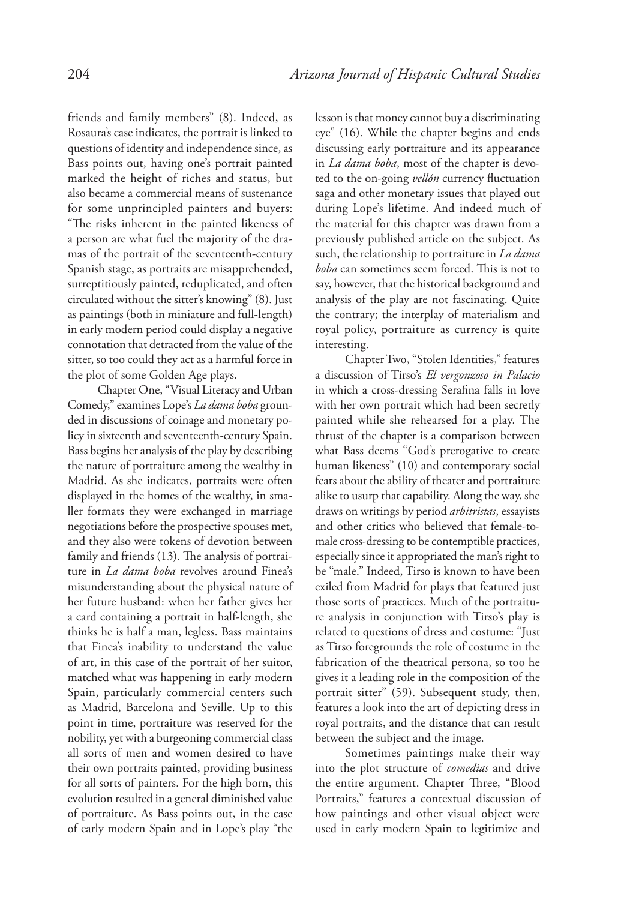friends and family members" (8). Indeed, as Rosaura's case indicates, the portrait is linked to questions of identity and independence since, as Bass points out, having one's portrait painted marked the height of riches and status, but also became a commercial means of sustenance for some unprincipled painters and buyers: "The risks inherent in the painted likeness of a person are what fuel the majority of the dramas of the portrait of the seventeenth-century Spanish stage, as portraits are misapprehended, surreptitiously painted, reduplicated, and often circulated without the sitter's knowing" (8). Just as paintings (both in miniature and full-length) in early modern period could display a negative connotation that detracted from the value of the sitter, so too could they act as a harmful force in the plot of some Golden Age plays.

Chapter One, "Visual Literacy and Urban Comedy," examines Lope's *La dama boba* grounded in discussions of coinage and monetary policy in sixteenth and seventeenth-century Spain. Bass begins her analysis of the play by describing the nature of portraiture among the wealthy in Madrid. As she indicates, portraits were often displayed in the homes of the wealthy, in smaller formats they were exchanged in marriage negotiations before the prospective spouses met, and they also were tokens of devotion between family and friends (13). The analysis of portraiture in *La dama boba* revolves around Finea's misunderstanding about the physical nature of her future husband: when her father gives her a card containing a portrait in half-length, she thinks he is half a man, legless. Bass maintains that Finea's inability to understand the value of art, in this case of the portrait of her suitor, matched what was happening in early modern Spain, particularly commercial centers such as Madrid, Barcelona and Seville. Up to this point in time, portraiture was reserved for the nobility, yet with a burgeoning commercial class all sorts of men and women desired to have their own portraits painted, providing business for all sorts of painters. For the high born, this evolution resulted in a general diminished value of portraiture. As Bass points out, in the case of early modern Spain and in Lope's play "the lesson is that money cannot buy a discriminating eye" (16). While the chapter begins and ends discussing early portraiture and its appearance in *La dama boba*, most of the chapter is devoted to the on-going *vellón* currency fluctuation saga and other monetary issues that played out during Lope's lifetime. And indeed much of the material for this chapter was drawn from a previously published article on the subject. As such, the relationship to portraiture in *La dama boba* can sometimes seem forced. This is not to say, however, that the historical background and analysis of the play are not fascinating. Quite the contrary; the interplay of materialism and royal policy, portraiture as currency is quite interesting.

Chapter Two, "Stolen Identities," features a discussion of Tirso's *El vergonzoso in Palacio* in which a cross-dressing Serafina falls in love with her own portrait which had been secretly painted while she rehearsed for a play. The thrust of the chapter is a comparison between what Bass deems "God's prerogative to create human likeness" (10) and contemporary social fears about the ability of theater and portraiture alike to usurp that capability. Along the way, she draws on writings by period *arbitristas*, essayists and other critics who believed that female-to-male cross-dressing to be contemptible practices, especially since it appropriated the man's right to be "male." Indeed, Tirso is known to have been exiled from Madrid for plays that featured just those sorts of practices. Much of the portraiture analysis in conjunction with Tirso's play is related to questions of dress and costume: "Just as Tirso foregrounds the role of costume in the fabrication of the theatrical persona, so too he gives it a leading role in the composition of the portrait sitter" (59). Subsequent study, then, features a look into the art of depicting dress in royal portraits, and the distance that can result between the subject and the image.

Sometimes paintings make their way into the plot structure of *comedias* and drive the entire argument. Chapter Three, "Blood Portraits," features a contextual discussion of how paintings and other visual object were used in early modern Spain to legitimize and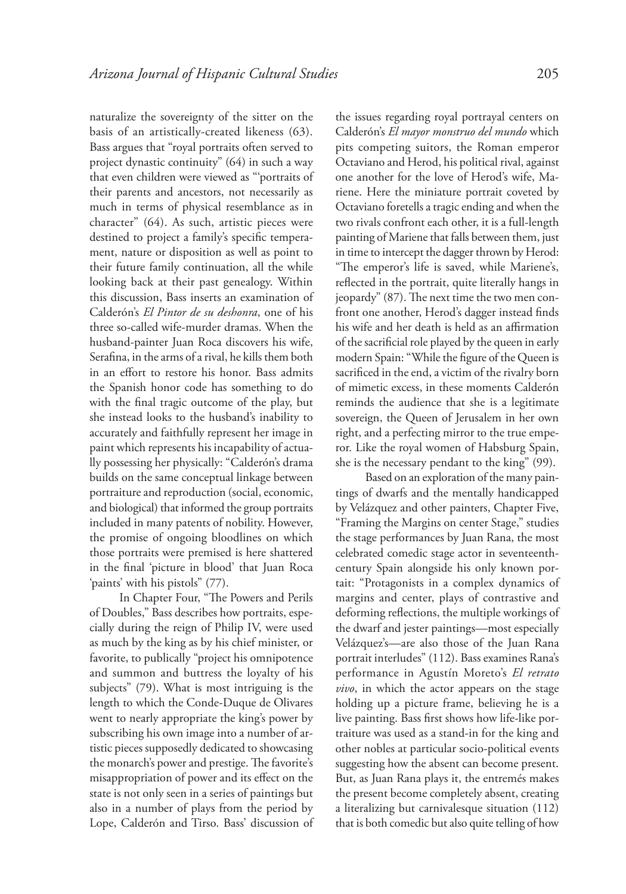naturalize the sovereignty of the sitter on the basis of an artistically-created likeness (63). Bass argues that "royal portraits often served to project dynastic continuity" (64) in such a way that even children were viewed as "'portraits of their parents and ancestors, not necessarily as much in terms of physical resemblance as in character" (64). As such, artistic pieces were destined to project a family's specific temperament, nature or disposition as well as point to their future family continuation, all the while looking back at their past genealogy. Within this discussion, Bass inserts an examination of Calderón's *El Pintor de su deshonra*, one of his three so-called wife-murder dramas. When the husband-painter Juan Roca discovers his wife, Serafina, in the arms of a rival, he kills them both in an effort to restore his honor. Bass admits the Spanish honor code has something to do with the final tragic outcome of the play, but she instead looks to the husband's inability to accurately and faithfully represent her image in paint which represents his incapability of actually possessing her physically: "Calderón's drama builds on the same conceptual linkage between portraiture and reproduction (social, economic, and biological) that informed the group portraits included in many patents of nobility. However, the promise of ongoing bloodlines on which those portraits were premised is here shattered in the final 'picture in blood' that Juan Roca 'paints' with his pistols" (77).

In Chapter Four, "The Powers and Perils of Doubles," Bass describes how portraits, especially during the reign of Philip IV, were used as much by the king as by his chief minister, or favorite, to publically "project his omnipotence and summon and buttress the loyalty of his subjects" (79). What is most intriguing is the length to which the Conde-Duque de Olivares went to nearly appropriate the king's power by subscribing his own image into a number of artistic pieces supposedly dedicated to showcasing the monarch's power and prestige. The favorite's misappropriation of power and its effect on the state is not only seen in a series of paintings but also in a number of plays from the period by Lope, Calderón and Tirso. Bass' discussion of the issues regarding royal portrayal centers on Calderón's *El mayor monstruo del mundo* which pits competing suitors, the Roman emperor Octaviano and Herod, his political rival, against one another for the love of Herod's wife, Mariene. Here the miniature portrait coveted by Octaviano foretells a tragic ending and when the two rivals confront each other, it is a full-length painting of Mariene that falls between them, just in time to intercept the dagger thrown by Herod: "The emperor's life is saved, while Mariene's, reflected in the portrait, quite literally hangs in jeopardy" (87). The next time the two men confront one another, Herod's dagger instead finds his wife and her death is held as an affirmation of the sacrificial role played by the queen in early modern Spain: "While the figure of the Queen is sacrificed in the end, a victim of the rivalry born of mimetic excess, in these moments Calderón reminds the audience that she is a legitimate sovereign, the Queen of Jerusalem in her own right, and a perfecting mirror to the true emperor. Like the royal women of Habsburg Spain, she is the necessary pendant to the king" (99).

Based on an exploration of the many paintings of dwarfs and the mentally handicapped by Velázquez and other painters, Chapter Five, "Framing the Margins on center Stage," studies the stage performances by Juan Rana, the most celebrated comedic stage actor in seventeenth-century Spain alongside his only known portrait: "Protagonists in a complex dynamics of margins and center, plays of contrastive and deforming reflections, the multiple workings of the dwarf and jester paintings—most especially Velázquez's—are also those of the Juan Rana portrait interludes" (112). Bass examines Rana's performance in Agustín Moreto's *El retrato vivo*, in which the actor appears on the stage holding up a picture frame, believing he is a live painting. Bass first shows how life-like portraiture was used as a stand-in for the king and other nobles at particular socio-political events suggesting how the absent can become present. But, as Juan Rana plays it, the entremés makes the present become completely absent, creating a literalizing but carnivalesque situation (112) that is both comedic but also quite telling of how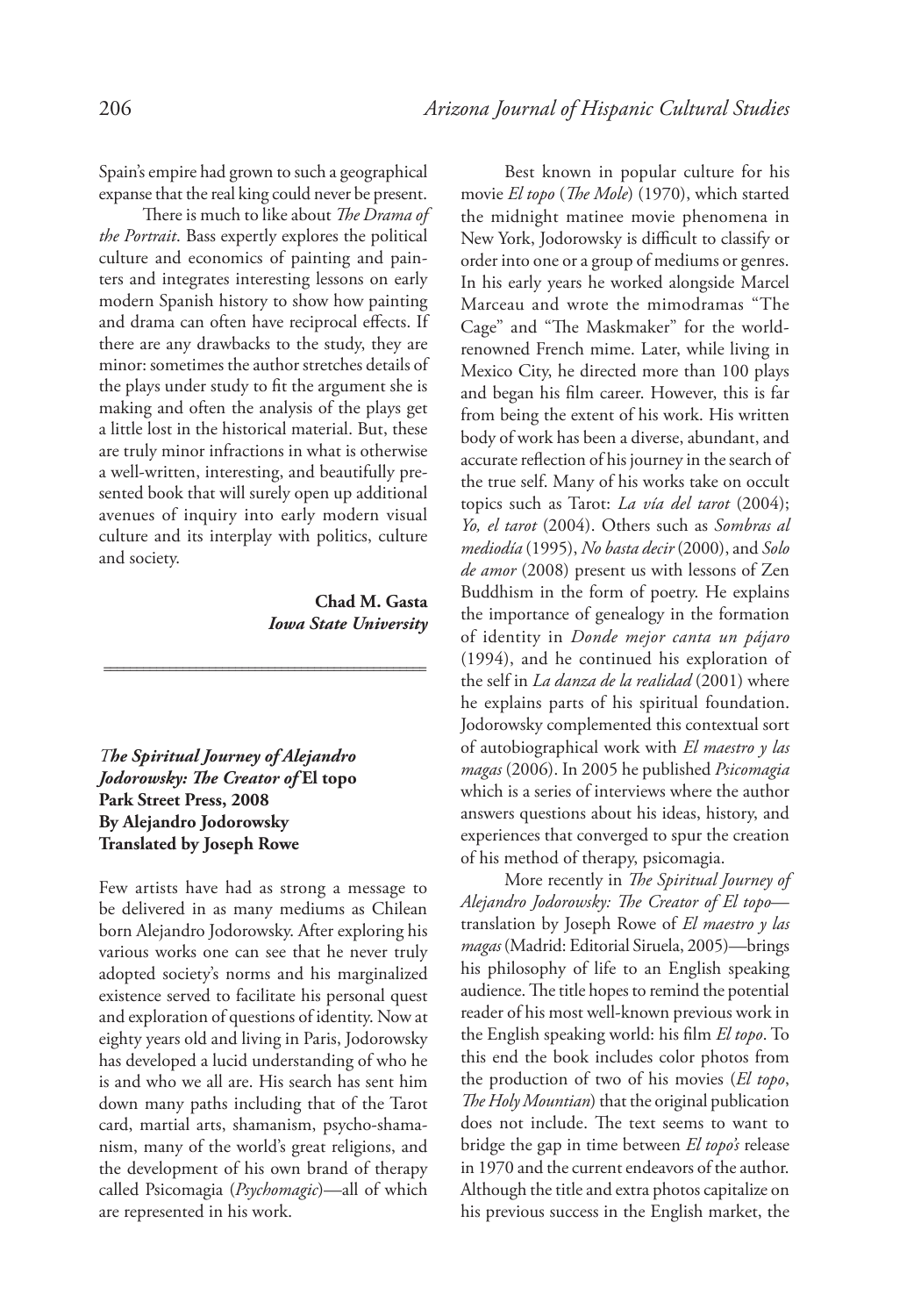Spain's empire had grown to such a geographical expanse that the real king could never be present.

There is much to like about *The Drama of the Portrait*. Bass expertly explores the political culture and economics of painting and painters and integrates interesting lessons on early modern Spanish history to show how painting and drama can often have reciprocal effects. If there are any drawbacks to the study, they are minor: sometimes the author stretches details of the plays under study to fit the argument she is making and often the analysis of the plays get a little lost in the historical material. But, these are truly minor infractions in what is otherwise a well-written, interesting, and beautifully presented book that will surely open up additional avenues of inquiry into early modern visual culture and its interplay with politics, culture and society.

**Chad M. Gasta**
***Iowa State University***

---

***The Spiritual Journey of Alejandro Jodorowsky: The Creator of* El topo**
**Park Street Press, 2008**
**By Alejandro Jodorowsky**
**Translated by Joseph Rowe**

Few artists have had as strong a message to be delivered in as many mediums as Chilean born Alejandro Jodorowsky. After exploring his various works one can see that he never truly adopted society's norms and his marginalized existence served to facilitate his personal quest and exploration of questions of identity. Now at eighty years old and living in Paris, Jodorowsky has developed a lucid understanding of who he is and who we all are. His search has sent him down many paths including that of the Tarot card, martial arts, shamanism, psycho-shamanism, many of the world's great religions, and the development of his own brand of therapy called Psicomagia (*Psychomagic*)—all of which are represented in his work.

Best known in popular culture for his movie *El topo* (*The Mole*) (1970), which started the midnight matinee movie phenomena in New York, Jodorowsky is difficult to classify or order into one or a group of mediums or genres. In his early years he worked alongside Marcel Marceau and wrote the mimodramas "The Cage" and "The Maskmaker" for the world-renowned French mime. Later, while living in Mexico City, he directed more than 100 plays and began his film career. However, this is far from being the extent of his work. His written body of work has been a diverse, abundant, and accurate reflection of his journey in the search of the true self. Many of his works take on occult topics such as Tarot: *La vía del tarot* (2004); *Yo, el tarot* (2004). Others such as *Sombras al mediodía* (1995), *No basta decir* (2000), and *Solo de amor* (2008) present us with lessons of Zen Buddhism in the form of poetry. He explains the importance of genealogy in the formation of identity in *Donde mejor canta un pájaro* (1994), and he continued his exploration of the self in *La danza de la realidad* (2001) where he explains parts of his spiritual foundation. Jodorowsky complemented this contextual sort of autobiographical work with *El maestro y las magas* (2006). In 2005 he published *Psicomagia* which is a series of interviews where the author answers questions about his ideas, history, and experiences that converged to spur the creation of his method of therapy, psicomagia.

More recently in *The Spiritual Journey of Alejandro Jodorowsky: The Creator of El topo*—translation by Joseph Rowe of *El maestro y las magas* (Madrid: Editorial Siruela, 2005)—brings his philosophy of life to an English speaking audience. The title hopes to remind the potential reader of his most well-known previous work in the English speaking world: his film *El topo*. To this end the book includes color photos from the production of two of his movies (*El topo*, *The Holy Mountian*) that the original publication does not include. The text seems to want to bridge the gap in time between *El topo's* release in 1970 and the current endeavors of the author. Although the title and extra photos capitalize on his previous success in the English market, the